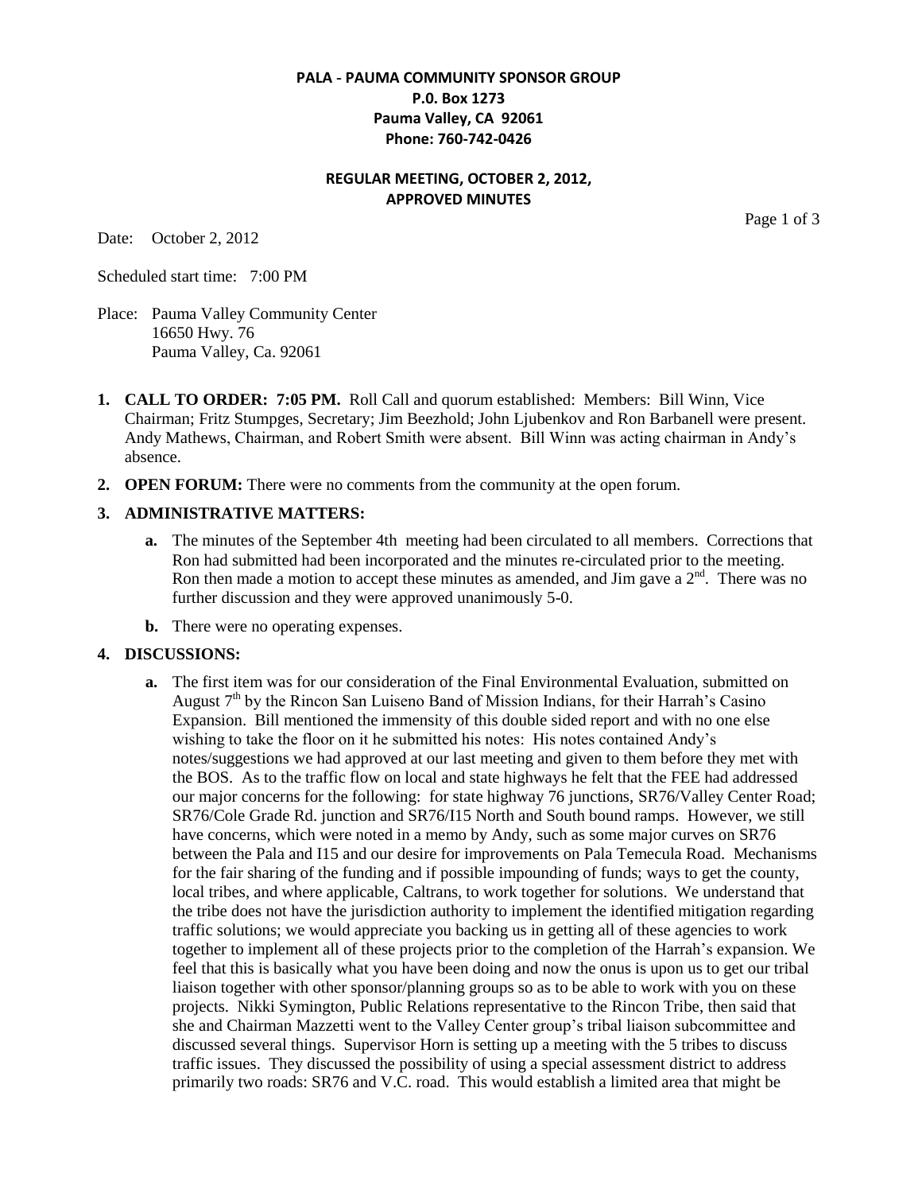**PALA - PAUMA COMMUNITY SPONSOR GROUP**
**P.0. Box 1273**
**Pauma Valley, CA 92061**
**Phone: 760-742-0426**

**REGULAR MEETING, OCTOBER 2, 2012,**
**APPROVED MINUTES**

Date: October 2, 2012

Scheduled start time: 7:00 PM

Place: Pauma Valley Community Center
16650 Hwy. 76
Pauma Valley, Ca. 92061

1. **CALL TO ORDER: 7:05 PM.** Roll Call and quorum established: Members: Bill Winn, Vice Chairman; Fritz Stumpges, Secretary; Jim Beezhold; John Ljubenkov and Ron Barbanell were present. Andy Mathews, Chairman, and Robert Smith were absent. Bill Winn was acting chairman in Andy's absence.

2. **OPEN FORUM:** There were no comments from the community at the open forum.

3. **ADMINISTRATIVE MATTERS:**

   a. The minutes of the September 4th meeting had been circulated to all members. Corrections that Ron had submitted had been incorporated and the minutes re-circulated prior to the meeting. Ron then made a motion to accept these minutes as amended, and Jim gave a 2nd. There was no further discussion and they were approved unanimously 5-0.

   b. There were no operating expenses.

4. **DISCUSSIONS:**

   a. The first item was for our consideration of the Final Environmental Evaluation, submitted on August 7th by the Rincon San Luiseno Band of Mission Indians, for their Harrah's Casino Expansion. Bill mentioned the immensity of this double sided report and with no one else wishing to take the floor on it he submitted his notes: His notes contained Andy's notes/suggestions we had approved at our last meeting and given to them before they met with the BOS. As to the traffic flow on local and state highways he felt that the FEE had addressed our major concerns for the following: for state highway 76 junctions, SR76/Valley Center Road; SR76/Cole Grade Rd. junction and SR76/I15 North and South bound ramps. However, we still have concerns, which were noted in a memo by Andy, such as some major curves on SR76 between the Pala and I15 and our desire for improvements on Pala Temecula Road. Mechanisms for the fair sharing of the funding and if possible impounding of funds; ways to get the county, local tribes, and where applicable, Caltrans, to work together for solutions. We understand that the tribe does not have the jurisdiction authority to implement the identified mitigation regarding traffic solutions; we would appreciate you backing us in getting all of these agencies to work together to implement all of these projects prior to the completion of the Harrah's expansion. We feel that this is basically what you have been doing and now the onus is upon us to get our tribal liaison together with other sponsor/planning groups so as to be able to work with you on these projects. Nikki Symington, Public Relations representative to the Rincon Tribe, then said that she and Chairman Mazzetti went to the Valley Center group's tribal liaison subcommittee and discussed several things. Supervisor Horn is setting up a meeting with the 5 tribes to discuss traffic issues. They discussed the possibility of using a special assessment district to address primarily two roads: SR76 and V.C. road. This would establish a limited area that might be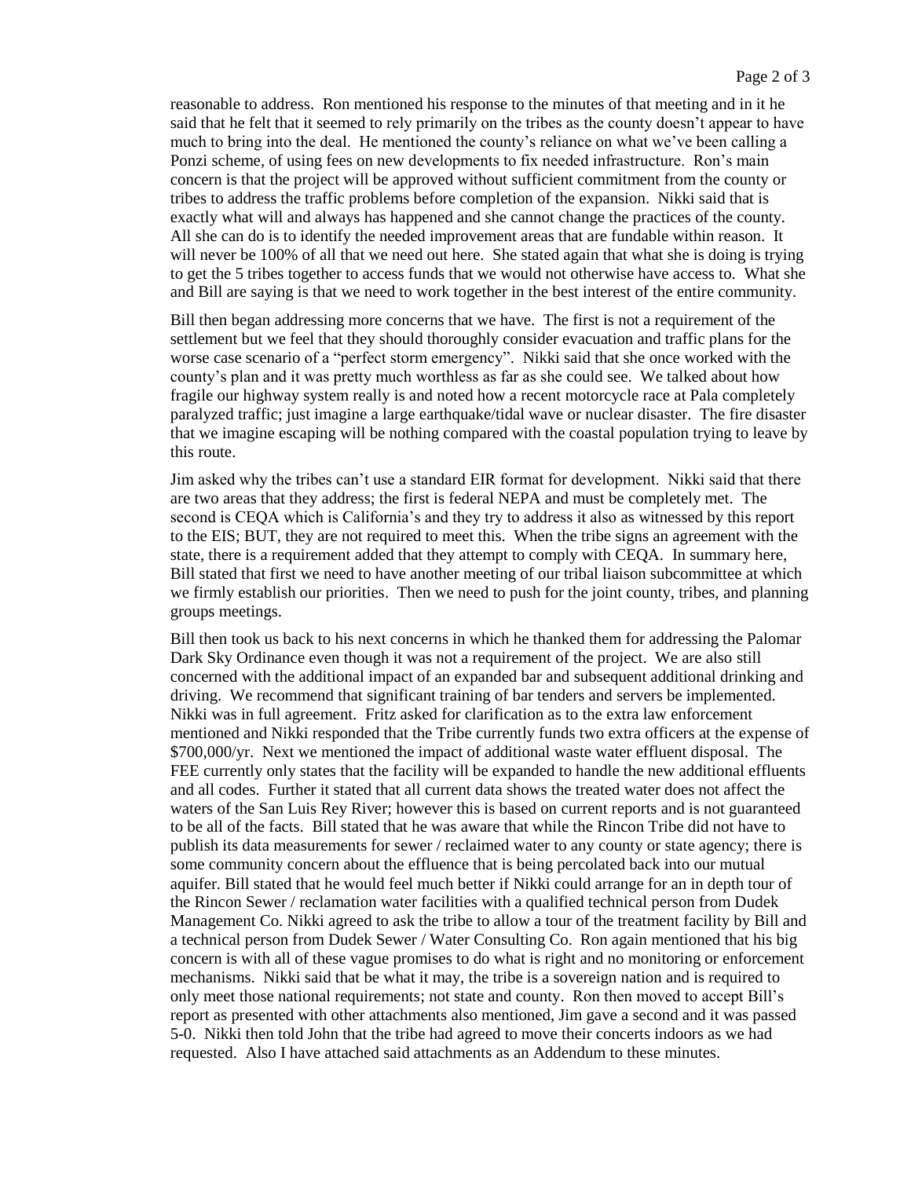reasonable to address. Ron mentioned his response to the minutes of that meeting and in it he said that he felt that it seemed to rely primarily on the tribes as the county doesn't appear to have much to bring into the deal. He mentioned the county's reliance on what we've been calling a Ponzi scheme, of using fees on new developments to fix needed infrastructure. Ron's main concern is that the project will be approved without sufficient commitment from the county or tribes to address the traffic problems before completion of the expansion. Nikki said that is exactly what will and always has happened and she cannot change the practices of the county. All she can do is to identify the needed improvement areas that are fundable within reason. It will never be 100% of all that we need out here. She stated again that what she is doing is trying to get the 5 tribes together to access funds that we would not otherwise have access to. What she and Bill are saying is that we need to work together in the best interest of the entire community.

Bill then began addressing more concerns that we have. The first is not a requirement of the settlement but we feel that they should thoroughly consider evacuation and traffic plans for the worse case scenario of a "perfect storm emergency". Nikki said that she once worked with the county's plan and it was pretty much worthless as far as she could see. We talked about how fragile our highway system really is and noted how a recent motorcycle race at Pala completely paralyzed traffic; just imagine a large earthquake/tidal wave or nuclear disaster. The fire disaster that we imagine escaping will be nothing compared with the coastal population trying to leave by this route.

Jim asked why the tribes can't use a standard EIR format for development. Nikki said that there are two areas that they address; the first is federal NEPA and must be completely met. The second is CEQA which is California's and they try to address it also as witnessed by this report to the EIS; BUT, they are not required to meet this. When the tribe signs an agreement with the state, there is a requirement added that they attempt to comply with CEQA. In summary here, Bill stated that first we need to have another meeting of our tribal liaison subcommittee at which we firmly establish our priorities. Then we need to push for the joint county, tribes, and planning groups meetings.

Bill then took us back to his next concerns in which he thanked them for addressing the Palomar Dark Sky Ordinance even though it was not a requirement of the project. We are also still concerned with the additional impact of an expanded bar and subsequent additional drinking and driving. We recommend that significant training of bar tenders and servers be implemented. Nikki was in full agreement. Fritz asked for clarification as to the extra law enforcement mentioned and Nikki responded that the Tribe currently funds two extra officers at the expense of $700,000/yr. Next we mentioned the impact of additional waste water effluent disposal. The FEE currently only states that the facility will be expanded to handle the new additional effluents and all codes. Further it stated that all current data shows the treated water does not affect the waters of the San Luis Rey River; however this is based on current reports and is not guaranteed to be all of the facts. Bill stated that he was aware that while the Rincon Tribe did not have to publish its data measurements for sewer / reclaimed water to any county or state agency; there is some community concern about the effluence that is being percolated back into our mutual aquifer. Bill stated that he would feel much better if Nikki could arrange for an in depth tour of the Rincon Sewer / reclamation water facilities with a qualified technical person from Dudek Management Co. Nikki agreed to ask the tribe to allow a tour of the treatment facility by Bill and a technical person from Dudek Sewer / Water Consulting Co. Ron again mentioned that his big concern is with all of these vague promises to do what is right and no monitoring or enforcement mechanisms. Nikki said that be what it may, the tribe is a sovereign nation and is required to only meet those national requirements; not state and county. Ron then moved to accept Bill's report as presented with other attachments also mentioned, Jim gave a second and it was passed 5-0. Nikki then told John that the tribe had agreed to move their concerts indoors as we had requested. Also I have attached said attachments as an Addendum to these minutes.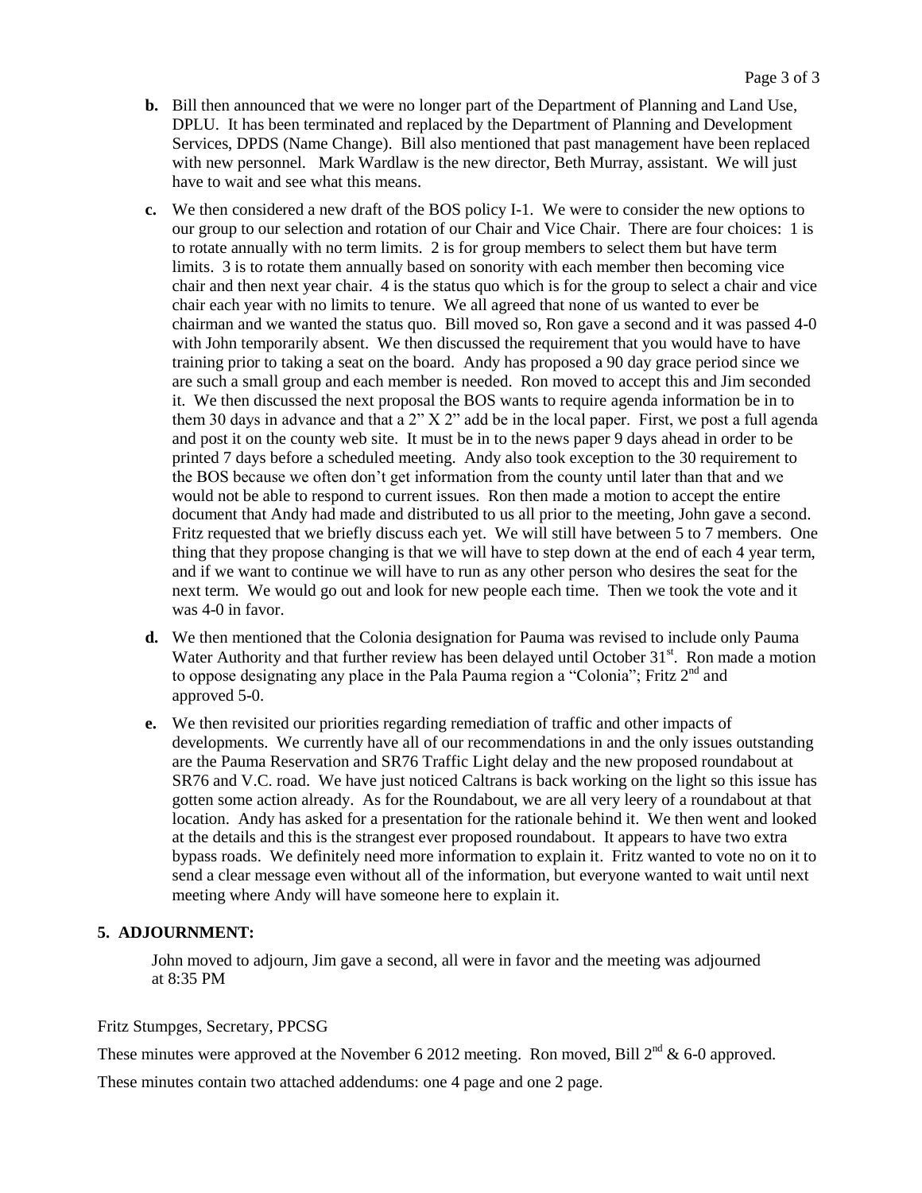- **b.** Bill then announced that we were no longer part of the Department of Planning and Land Use, DPLU. It has been terminated and replaced by the Department of Planning and Development Services, DPDS (Name Change). Bill also mentioned that past management have been replaced with new personnel. Mark Wardlaw is the new director, Beth Murray, assistant. We will just have to wait and see what this means.
- **c.** We then considered a new draft of the BOS policy I-1. We were to consider the new options to our group to our selection and rotation of our Chair and Vice Chair. There are four choices: 1 is to rotate annually with no term limits. 2 is for group members to select them but have term limits. 3 is to rotate them annually based on sonority with each member then becoming vice chair and then next year chair. 4 is the status quo which is for the group to select a chair and vice chair each year with no limits to tenure. We all agreed that none of us wanted to ever be chairman and we wanted the status quo. Bill moved so, Ron gave a second and it was passed 4-0 with John temporarily absent. We then discussed the requirement that you would have to have training prior to taking a seat on the board. Andy has proposed a 90 day grace period since we are such a small group and each member is needed. Ron moved to accept this and Jim seconded it. We then discussed the next proposal the BOS wants to require agenda information be in to them 30 days in advance and that a 2" X 2" add be in the local paper. First, we post a full agenda and post it on the county web site. It must be in to the news paper 9 days ahead in order to be printed 7 days before a scheduled meeting. Andy also took exception to the 30 requirement to the BOS because we often don't get information from the county until later than that and we would not be able to respond to current issues. Ron then made a motion to accept the entire document that Andy had made and distributed to us all prior to the meeting, John gave a second. Fritz requested that we briefly discuss each yet. We will still have between 5 to 7 members. One thing that they propose changing is that we will have to step down at the end of each 4 year term, and if we want to continue we will have to run as any other person who desires the seat for the next term. We would go out and look for new people each time. Then we took the vote and it was 4-0 in favor.
- **d.** We then mentioned that the Colonia designation for Pauma was revised to include only Pauma Water Authority and that further review has been delayed until October 31st. Ron made a motion to oppose designating any place in the Pala Pauma region a "Colonia"; Fritz 2nd and approved 5-0.
- **e.** We then revisited our priorities regarding remediation of traffic and other impacts of developments. We currently have all of our recommendations in and the only issues outstanding are the Pauma Reservation and SR76 Traffic Light delay and the new proposed roundabout at SR76 and V.C. road. We have just noticed Caltrans is back working on the light so this issue has gotten some action already. As for the Roundabout, we are all very leery of a roundabout at that location. Andy has asked for a presentation for the rationale behind it. We then went and looked at the details and this is the strangest ever proposed roundabout. It appears to have two extra bypass roads. We definitely need more information to explain it. Fritz wanted to vote no on it to send a clear message even without all of the information, but everyone wanted to wait until next meeting where Andy will have someone here to explain it.

## 5. ADJOURNMENT:

John moved to adjourn, Jim gave a second, all were in favor and the meeting was adjourned at 8:35 PM

Fritz Stumpges, Secretary, PPCSG

These minutes were approved at the November 6 2012 meeting. Ron moved, Bill 2nd & 6-0 approved.

These minutes contain two attached addendums: one 4 page and one 2 page.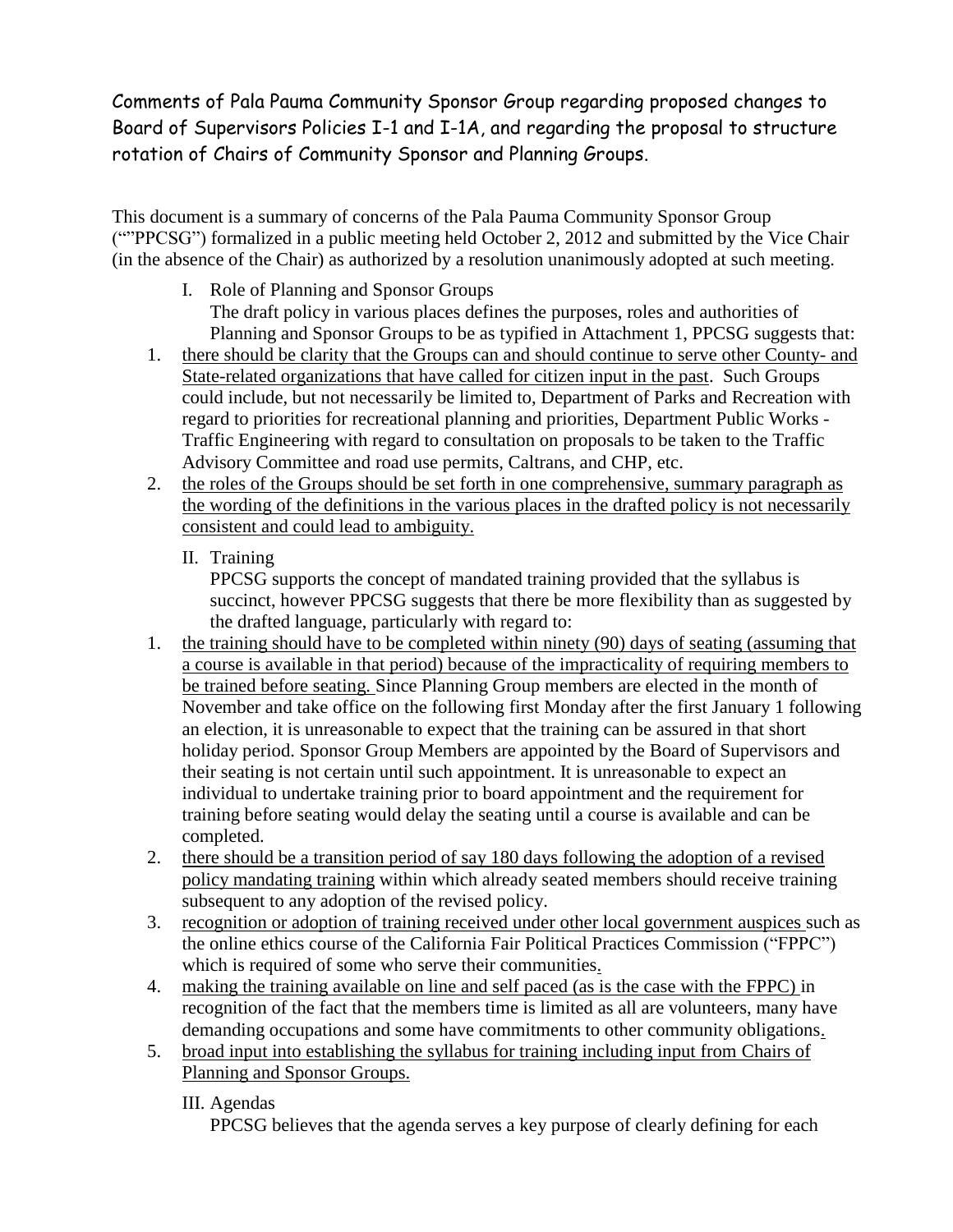Comments of Pala Pauma Community Sponsor Group regarding proposed changes to Board of Supervisors Policies I-1 and I-1A, and regarding the proposal to structure rotation of Chairs of Community Sponsor and Planning Groups.

This document is a summary of concerns of the Pala Pauma Community Sponsor Group (""PPCSG") formalized in a public meeting held October 2, 2012 and submitted by the Vice Chair (in the absence of the Chair) as authorized by a resolution unanimously adopted at such meeting.

I. Role of Planning and Sponsor Groups

The draft policy in various places defines the purposes, roles and authorities of Planning and Sponsor Groups to be as typified in Attachment 1, PPCSG suggests that:

1. <u>there should be clarity that the Groups can and should continue to serve other County- and State-related organizations that have called for citizen input in the past</u>. Such Groups could include, but not necessarily be limited to, Department of Parks and Recreation with regard to priorities for recreational planning and priorities, Department Public Works - Traffic Engineering with regard to consultation on proposals to be taken to the Traffic Advisory Committee and road use permits, Caltrans, and CHP, etc.
2. <u>the roles of the Groups should be set forth in one comprehensive, summary paragraph as the wording of the definitions in the various places in the drafted policy is not necessarily consistent and could lead to ambiguity.</u>

II. Training

PPCSG supports the concept of mandated training provided that the syllabus is succinct, however PPCSG suggests that there be more flexibility than as suggested by the drafted language, particularly with regard to:

1. <u>the training should have to be completed within ninety (90) days of seating (assuming that a course is available in that period) because of the impracticality of requiring members to be trained before seating.</u> Since Planning Group members are elected in the month of November and take office on the following first Monday after the first January 1 following an election, it is unreasonable to expect that the training can be assured in that short holiday period. Sponsor Group Members are appointed by the Board of Supervisors and their seating is not certain until such appointment. It is unreasonable to expect an individual to undertake training prior to board appointment and the requirement for training before seating would delay the seating until a course is available and can be completed.
2. <u>there should be a transition period of say 180 days following the adoption of a revised policy mandating training</u> within which already seated members should receive training subsequent to any adoption of the revised policy.
3. <u>recognition or adoption of training received under other local government auspices</u> such as the online ethics course of the California Fair Political Practices Commission ("FPPC") which is required of some who serve their communities.
4. <u>making the training available on line and self paced (as is the case with the FPPC)</u> in recognition of the fact that the members time is limited as all are volunteers, many have demanding occupations and some have commitments to other community obligations.
5. <u>broad input into establishing the syllabus for training including input from Chairs of Planning and Sponsor Groups.</u>

III. Agendas

PPCSG believes that the agenda serves a key purpose of clearly defining for each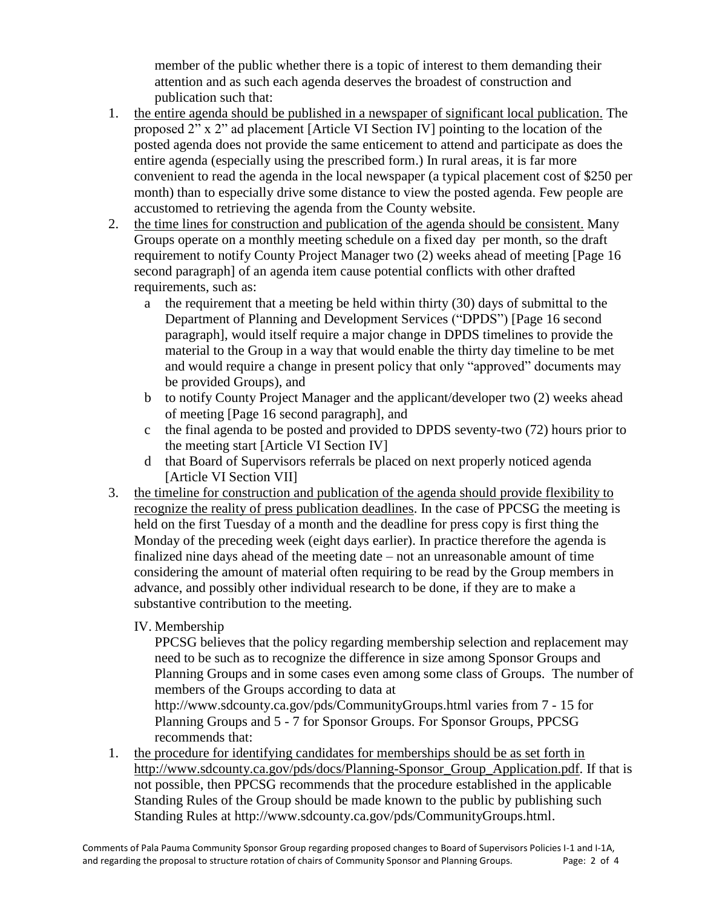member of the public whether there is a topic of interest to them demanding their attention and as such each agenda deserves the broadest of construction and publication such that:

1. the entire agenda should be published in a newspaper of significant local publication. The proposed 2" x 2" ad placement [Article VI Section IV] pointing to the location of the posted agenda does not provide the same enticement to attend and participate as does the entire agenda (especially using the prescribed form.) In rural areas, it is far more convenient to read the agenda in the local newspaper (a typical placement cost of $250 per month) than to especially drive some distance to view the posted agenda. Few people are accustomed to retrieving the agenda from the County website.
2. the time lines for construction and publication of the agenda should be consistent. Many Groups operate on a monthly meeting schedule on a fixed day per month, so the draft requirement to notify County Project Manager two (2) weeks ahead of meeting [Page 16 second paragraph] of an agenda item cause potential conflicts with other drafted requirements, such as:
   a. the requirement that a meeting be held within thirty (30) days of submittal to the Department of Planning and Development Services ("DPDS") [Page 16 second paragraph], would itself require a major change in DPDS timelines to provide the material to the Group in a way that would enable the thirty day timeline to be met and would require a change in present policy that only "approved" documents may be provided Groups), and
   b. to notify County Project Manager and the applicant/developer two (2) weeks ahead of meeting [Page 16 second paragraph], and
   c. the final agenda to be posted and provided to DPDS seventy-two (72) hours prior to the meeting start [Article VI Section IV]
   d. that Board of Supervisors referrals be placed on next properly noticed agenda [Article VI Section VII]
3. the timeline for construction and publication of the agenda should provide flexibility to recognize the reality of press publication deadlines. In the case of PPCSG the meeting is held on the first Tuesday of a month and the deadline for press copy is first thing the Monday of the preceding week (eight days earlier). In practice therefore the agenda is finalized nine days ahead of the meeting date – not an unreasonable amount of time considering the amount of material often requiring to be read by the Group members in advance, and possibly other individual research to be done, if they are to make a substantive contribution to the meeting.

IV. Membership

PPCSG believes that the policy regarding membership selection and replacement may need to be such as to recognize the difference in size among Sponsor Groups and Planning Groups and in some cases even among some class of Groups. The number of members of the Groups according to data at http://www.sdcounty.ca.gov/pds/CommunityGroups.html varies from 7 - 15 for Planning Groups and 5 - 7 for Sponsor Groups. For Sponsor Groups, PPCSG recommends that:

1. the procedure for identifying candidates for memberships should be as set forth in http://www.sdcounty.ca.gov/pds/docs/Planning-Sponsor_Group_Application.pdf. If that is not possible, then PPCSG recommends that the procedure established in the applicable Standing Rules of the Group should be made known to the public by publishing such Standing Rules at http://www.sdcounty.ca.gov/pds/CommunityGroups.html.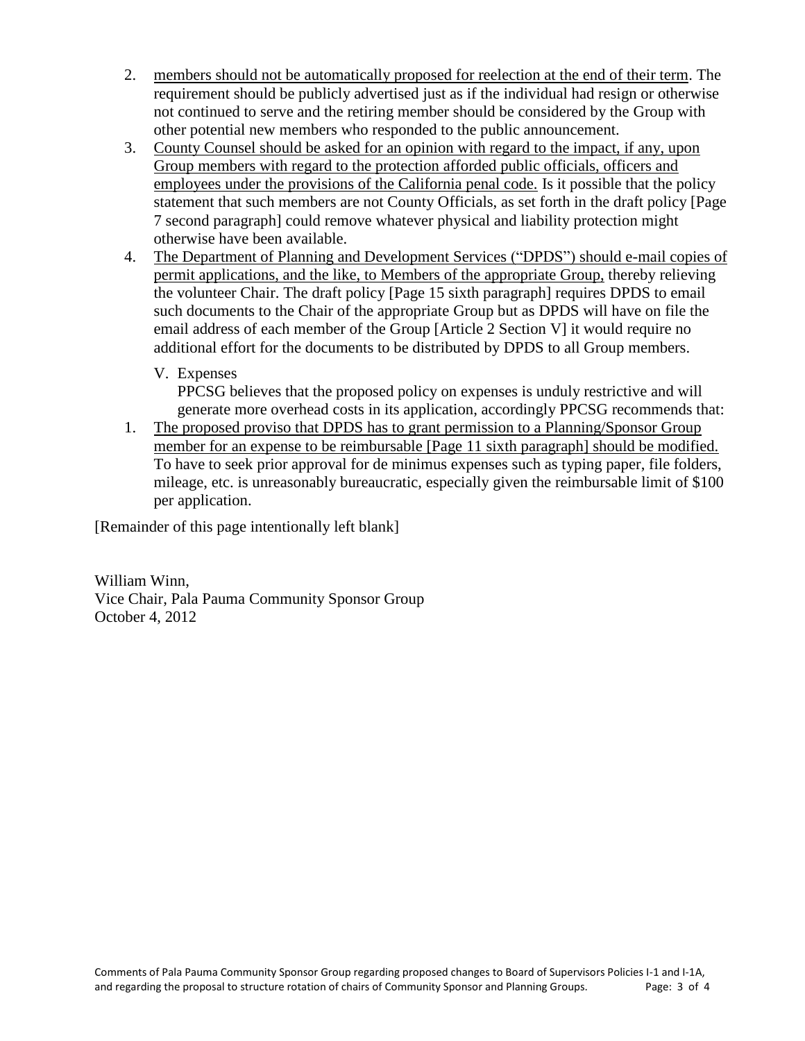2. <u>members should not be automatically proposed for reelection at the end of their term</u>. The requirement should be publicly advertised just as if the individual had resign or otherwise not continued to serve and the retiring member should be considered by the Group with other potential new members who responded to the public announcement.
3. <u>County Counsel should be asked for an opinion with regard to the impact, if any, upon Group members with regard to the protection afforded public officials, officers and employees under the provisions of the California penal code.</u> Is it possible that the policy statement that such members are not County Officials, as set forth in the draft policy [Page 7 second paragraph] could remove whatever physical and liability protection might otherwise have been available.
4. <u>The Department of Planning and Development Services ("DPDS") should e-mail copies of permit applications, and the like, to Members of the appropriate Group,</u> thereby relieving the volunteer Chair. The draft policy [Page 15 sixth paragraph] requires DPDS to email such documents to the Chair of the appropriate Group but as DPDS will have on file the email address of each member of the Group [Article 2 Section V] it would require no additional effort for the documents to be distributed by DPDS to all Group members.

V. Expenses

PPCSG believes that the proposed policy on expenses is unduly restrictive and will generate more overhead costs in its application, accordingly PPCSG recommends that:

1. <u>The proposed proviso that DPDS has to grant permission to a Planning/Sponsor Group member for an expense to be reimbursable [Page 11 sixth paragraph] should be modified.</u> To have to seek prior approval for de minimus expenses such as typing paper, file folders, mileage, etc. is unreasonably bureaucratic, especially given the reimbursable limit of $100 per application.

[Remainder of this page intentionally left blank]

William Winn,
Vice Chair, Pala Pauma Community Sponsor Group
October 4, 2012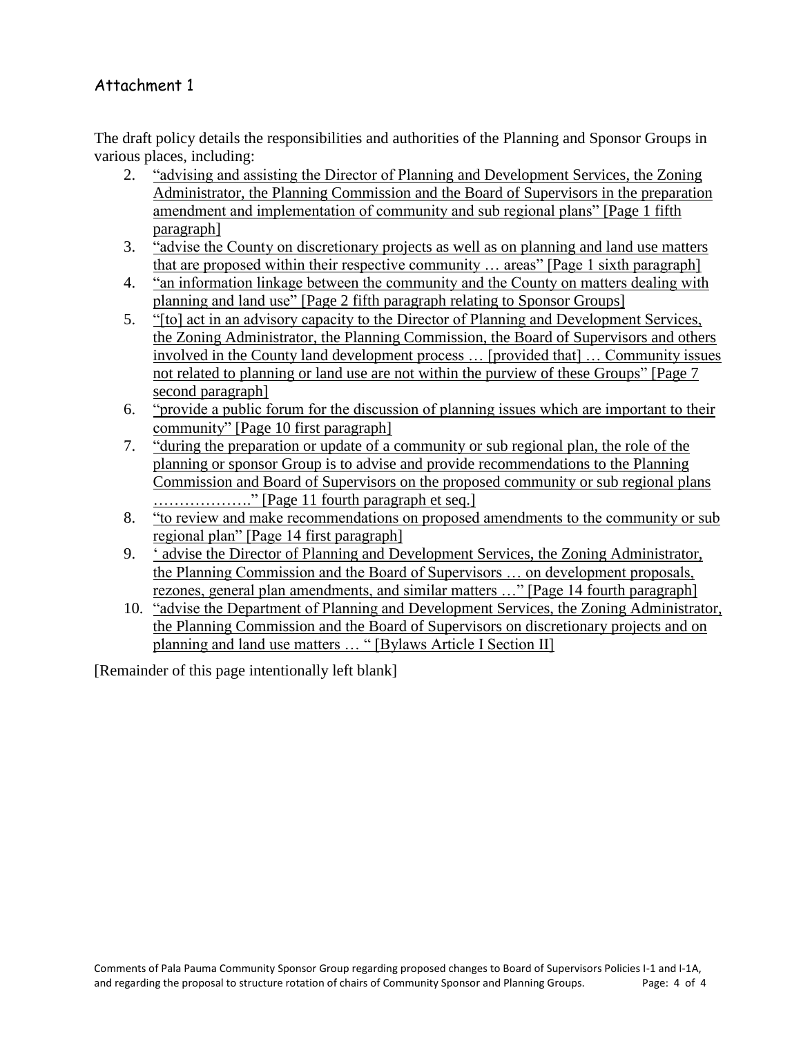## Attachment 1

The draft policy details the responsibilities and authorities of the Planning and Sponsor Groups in various places, including:

2. "advising and assisting the Director of Planning and Development Services, the Zoning Administrator, the Planning Commission and the Board of Supervisors in the preparation amendment and implementation of community and sub regional plans" [Page 1 fifth paragraph]
3. "advise the County on discretionary projects as well as on planning and land use matters that are proposed within their respective community … areas" [Page 1 sixth paragraph]
4. "an information linkage between the community and the County on matters dealing with planning and land use" [Page 2 fifth paragraph relating to Sponsor Groups]
5. "[to] act in an advisory capacity to the Director of Planning and Development Services, the Zoning Administrator, the Planning Commission, the Board of Supervisors and others involved in the County land development process … [provided that] … Community issues not related to planning or land use are not within the purview of these Groups" [Page 7 second paragraph]
6. "provide a public forum for the discussion of planning issues which are important to their community" [Page 10 first paragraph]
7. "during the preparation or update of a community or sub regional plan, the role of the planning or sponsor Group is to advise and provide recommendations to the Planning Commission and Board of Supervisors on the proposed community or sub regional plans ………………." [Page 11 fourth paragraph et seq.]
8. "to review and make recommendations on proposed amendments to the community or sub regional plan" [Page 14 first paragraph]
9. ' advise the Director of Planning and Development Services, the Zoning Administrator, the Planning Commission and the Board of Supervisors … on development proposals, rezones, general plan amendments, and similar matters …" [Page 14 fourth paragraph]
10. "advise the Department of Planning and Development Services, the Zoning Administrator, the Planning Commission and the Board of Supervisors on discretionary projects and on planning and land use matters … " [Bylaws Article I Section II]

[Remainder of this page intentionally left blank]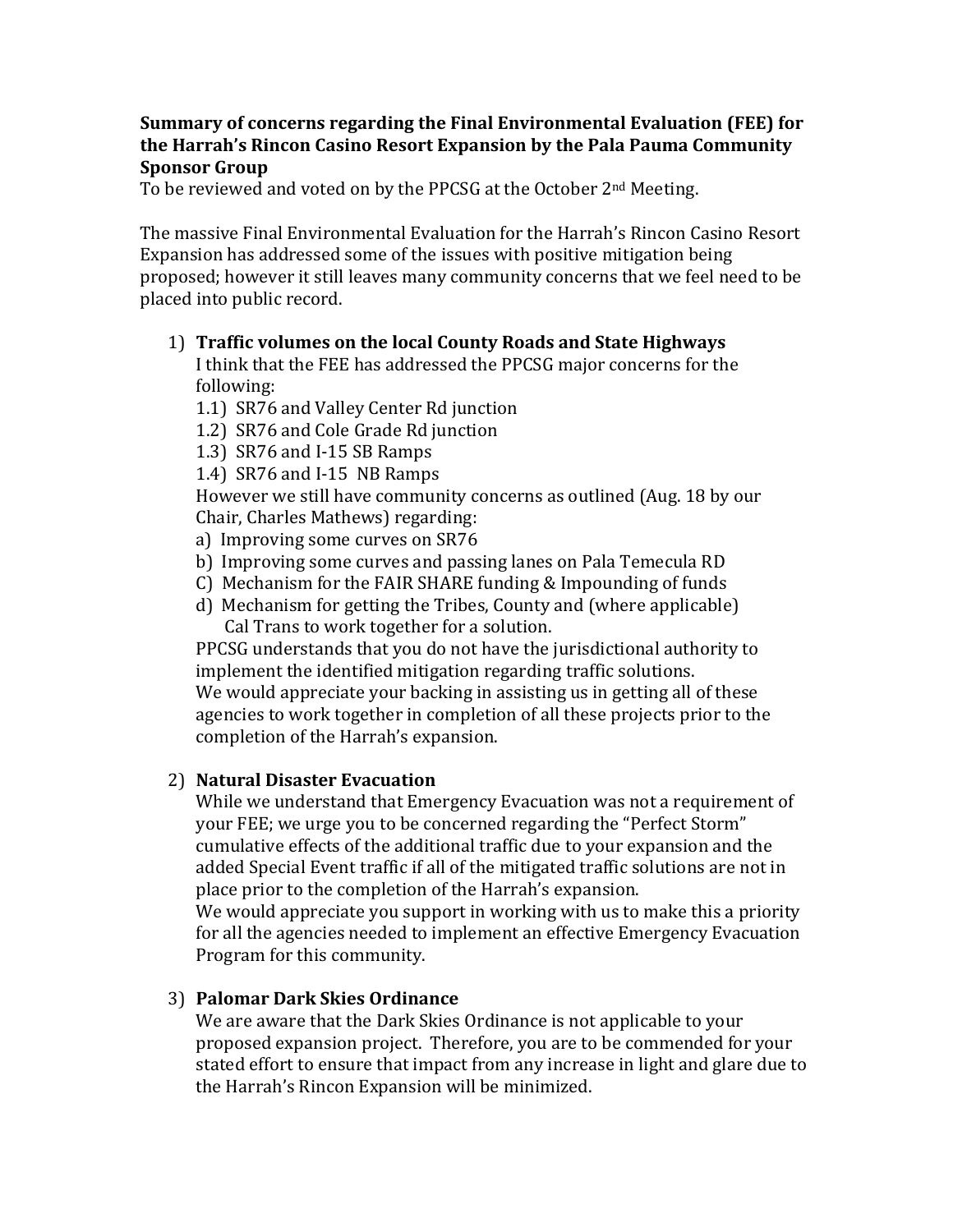**Summary of concerns regarding the Final Environmental Evaluation (FEE) for the Harrah's Rincon Casino Resort Expansion by the Pala Pauma Community Sponsor Group**

To be reviewed and voted on by the PPCSG at the October 2nd Meeting.

The massive Final Environmental Evaluation for the Harrah's Rincon Casino Resort Expansion has addressed some of the issues with positive mitigation being proposed; however it still leaves many community concerns that we feel need to be placed into public record.

1) **Traffic volumes on the local County Roads and State Highways**
   I think that the FEE has addressed the PPCSG major concerns for the following:
   1.1) SR76 and Valley Center Rd junction
   1.2) SR76 and Cole Grade Rd junction
   1.3) SR76 and I-15 SB Ramps
   1.4) SR76 and I-15 NB Ramps
   However we still have community concerns as outlined (Aug. 18 by our Chair, Charles Mathews) regarding:
   a) Improving some curves on SR76
   b) Improving some curves and passing lanes on Pala Temecula RD
   C) Mechanism for the FAIR SHARE funding & Impounding of funds
   d) Mechanism for getting the Tribes, County and (where applicable) Cal Trans to work together for a solution.
   PPCSG understands that you do not have the jurisdictional authority to implement the identified mitigation regarding traffic solutions.
   We would appreciate your backing in assisting us in getting all of these agencies to work together in completion of all these projects prior to the completion of the Harrah's expansion.

2) **Natural Disaster Evacuation**
   While we understand that Emergency Evacuation was not a requirement of your FEE; we urge you to be concerned regarding the "Perfect Storm" cumulative effects of the additional traffic due to your expansion and the added Special Event traffic if all of the mitigated traffic solutions are not in place prior to the completion of the Harrah's expansion.
   We would appreciate you support in working with us to make this a priority for all the agencies needed to implement an effective Emergency Evacuation Program for this community.

3) **Palomar Dark Skies Ordinance**
   We are aware that the Dark Skies Ordinance is not applicable to your proposed expansion project. Therefore, you are to be commended for your stated effort to ensure that impact from any increase in light and glare due to the Harrah's Rincon Expansion will be minimized.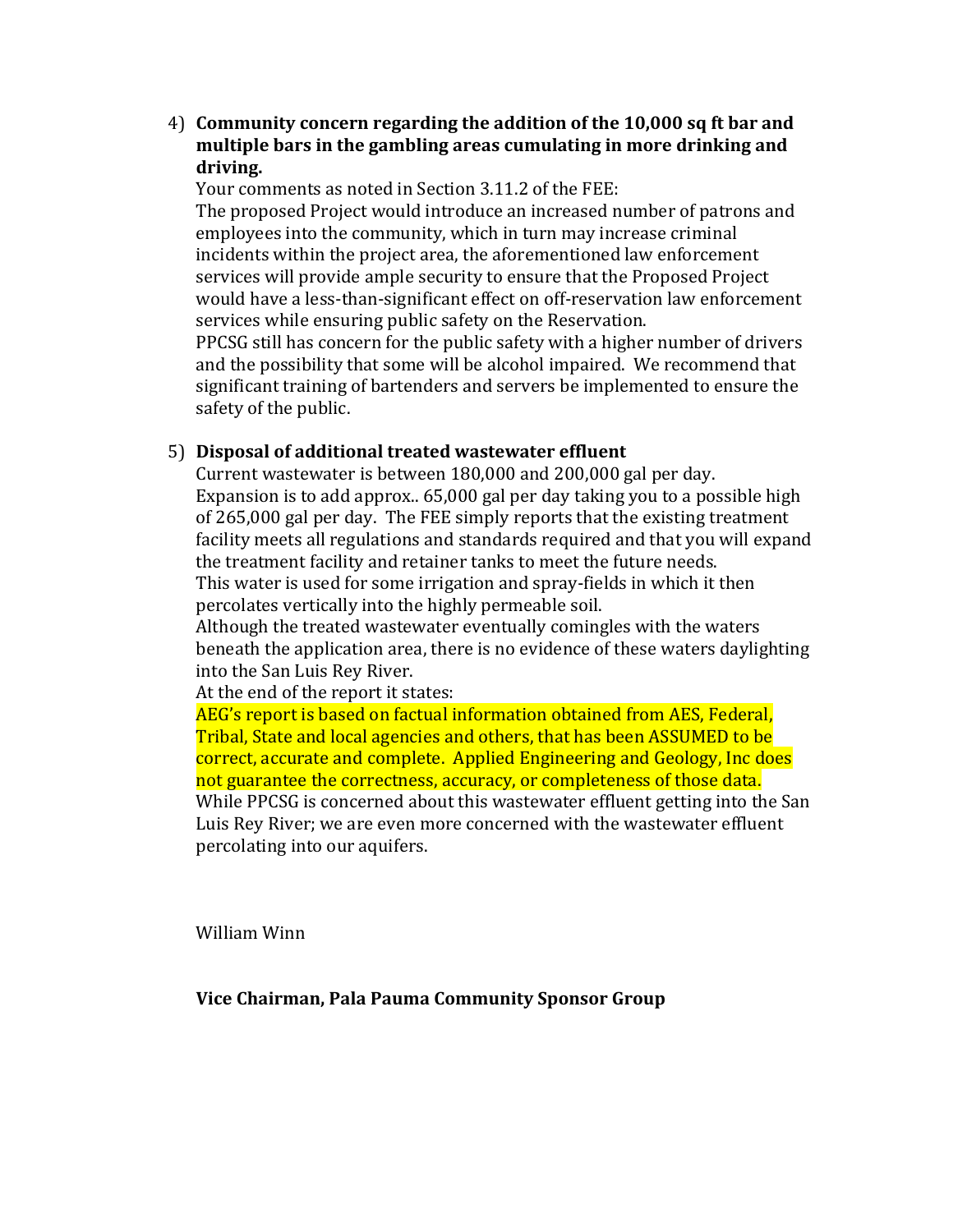4) **Community concern regarding the addition of the 10,000 sq ft bar and multiple bars in the gambling areas cumulating in more drinking and driving.**

   Your comments as noted in Section 3.11.2 of the FEE:

   The proposed Project would introduce an increased number of patrons and employees into the community, which in turn may increase criminal incidents within the project area, the aforementioned law enforcement services will provide ample security to ensure that the Proposed Project would have a less-than-significant effect on off-reservation law enforcement services while ensuring public safety on the Reservation.

   PPCSG still has concern for the public safety with a higher number of drivers and the possibility that some will be alcohol impaired. We recommend that significant training of bartenders and servers be implemented to ensure the safety of the public.

5) **Disposal of additional treated wastewater effluent**

   Current wastewater is between 180,000 and 200,000 gal per day.

   Expansion is to add approx.. 65,000 gal per day taking you to a possible high of 265,000 gal per day. The FEE simply reports that the existing treatment facility meets all regulations and standards required and that you will expand the treatment facility and retainer tanks to meet the future needs.

   This water is used for some irrigation and spray-fields in which it then percolates vertically into the highly permeable soil.

   Although the treated wastewater eventually comingles with the waters beneath the application area, there is no evidence of these waters daylighting into the San Luis Rey River.

   At the end of the report it states:

   AEG's report is based on factual information obtained from AES, Federal, Tribal, State and local agencies and others, that has been ASSUMED to be correct, accurate and complete. Applied Engineering and Geology, Inc does not guarantee the correctness, accuracy, or completeness of those data.

   While PPCSG is concerned about this wastewater effluent getting into the San Luis Rey River; we are even more concerned with the wastewater effluent percolating into our aquifers.

William Winn

**Vice Chairman, Pala Pauma Community Sponsor Group**